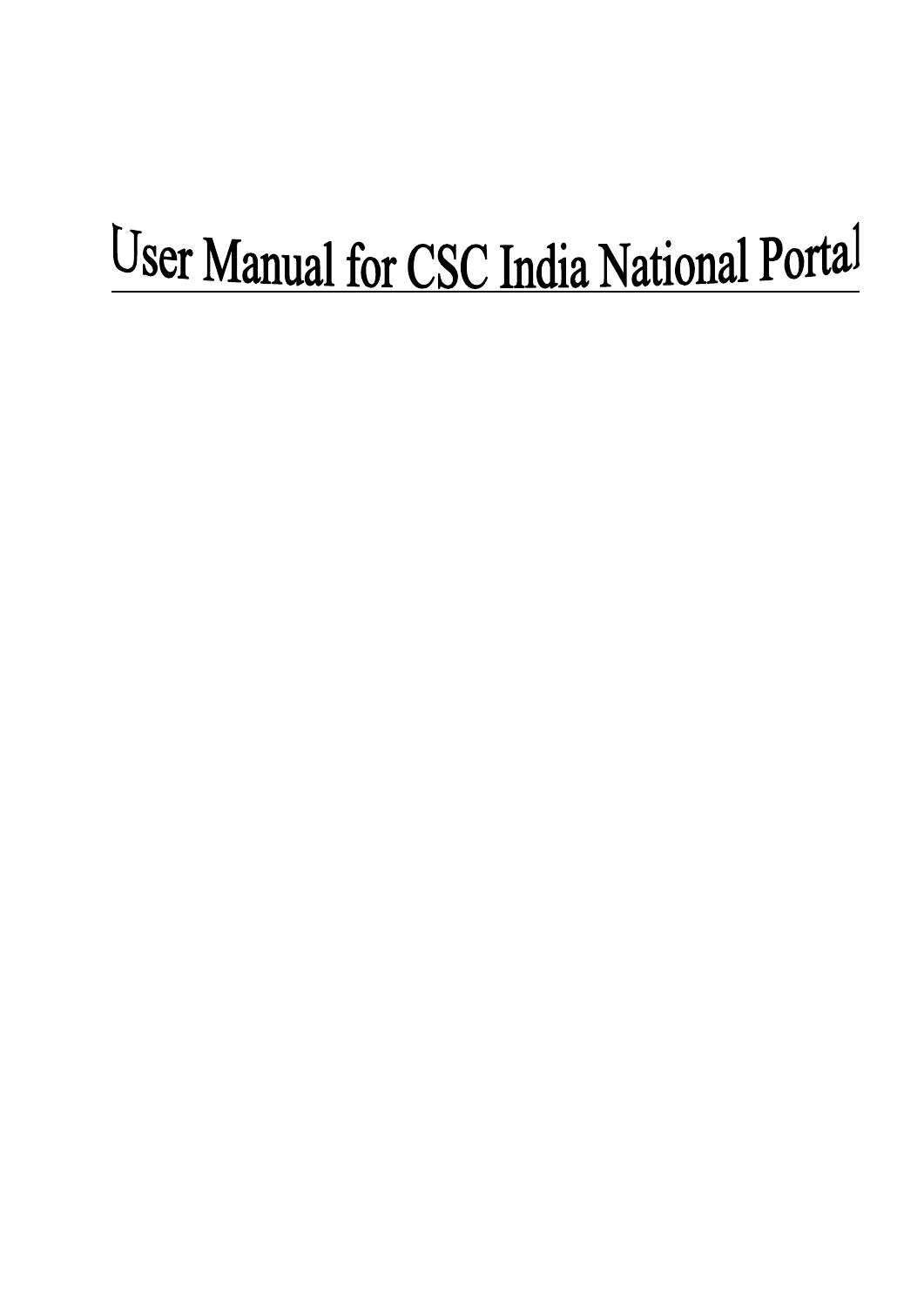# User Manual for CSC India National Portal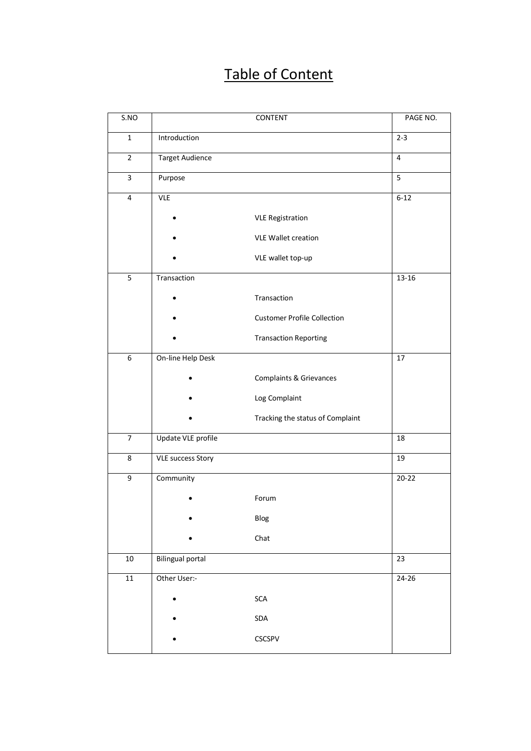# Table of Content

| S.NO | CONTENT | PAGE NO. |
|---|---|---|
| 1 | Introduction | 2-3 |
| 2 | Target Audience | 4 |
| 3 | Purpose | 5 |
| 4 | VLE<br>• VLE Registration<br>• VLE Wallet creation<br>• VLE wallet top-up | 6-12 |
| 5 | Transaction<br>• Transaction<br>• Customer Profile Collection<br>• Transaction Reporting | 13-16 |
| 6 | On-line Help Desk<br>• Complaints & Grievances<br>• Log Complaint<br>• Tracking the status of Complaint | 17 |
| 7 | Update VLE profile | 18 |
| 8 | VLE success Story | 19 |
| 9 | Community<br>• Forum<br>• Blog<br>• Chat | 20-22 |
| 10 | Bilingual portal | 23 |
| 11 | Other User:-<br>• SCA<br>• SDA<br>• CSCSPV | 24-26 |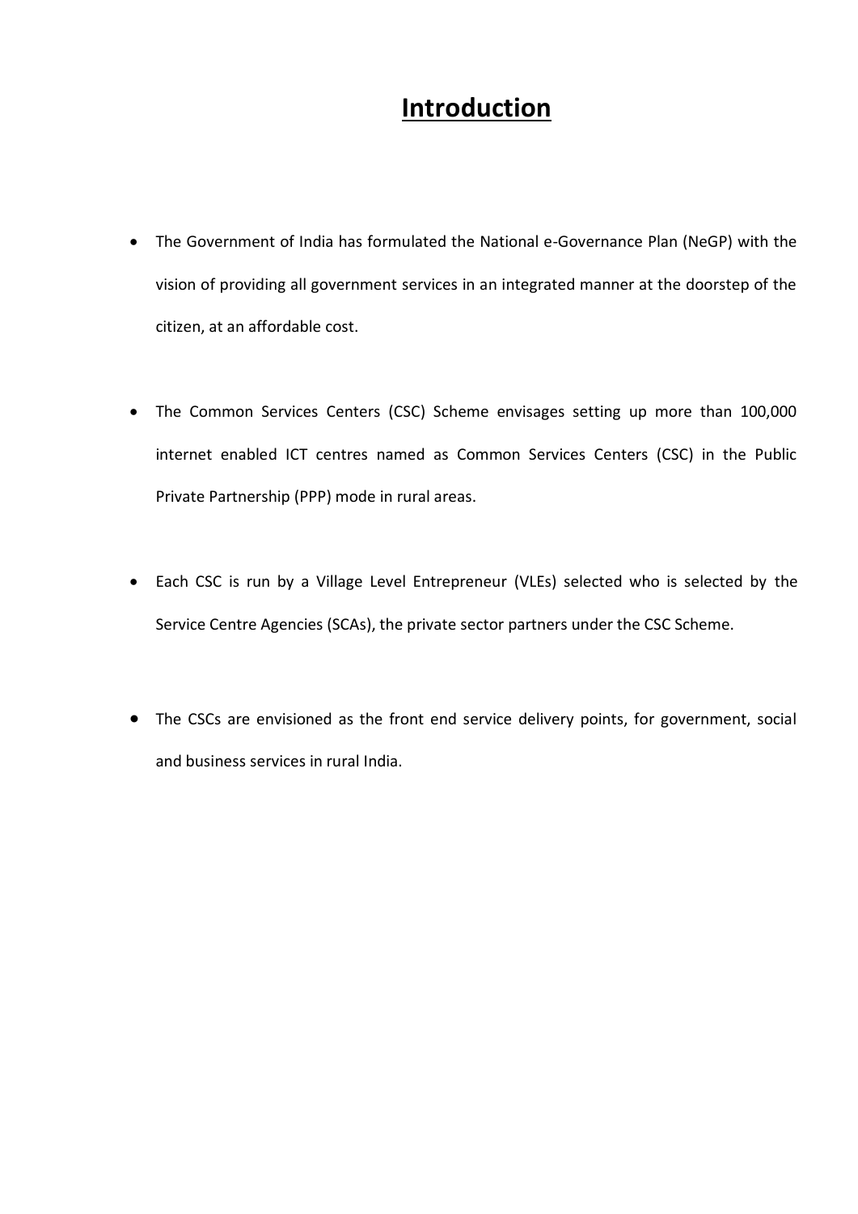# Introduction

- The Government of India has formulated the National e-Governance Plan (NeGP) with the vision of providing all government services in an integrated manner at the doorstep of the citizen, at an affordable cost.

- The Common Services Centers (CSC) Scheme envisages setting up more than 100,000 internet enabled ICT centres named as Common Services Centers (CSC) in the Public Private Partnership (PPP) mode in rural areas.

- Each CSC is run by a Village Level Entrepreneur (VLEs) selected who is selected by the Service Centre Agencies (SCAs), the private sector partners under the CSC Scheme.

- The CSCs are envisioned as the front end service delivery points, for government, social and business services in rural India.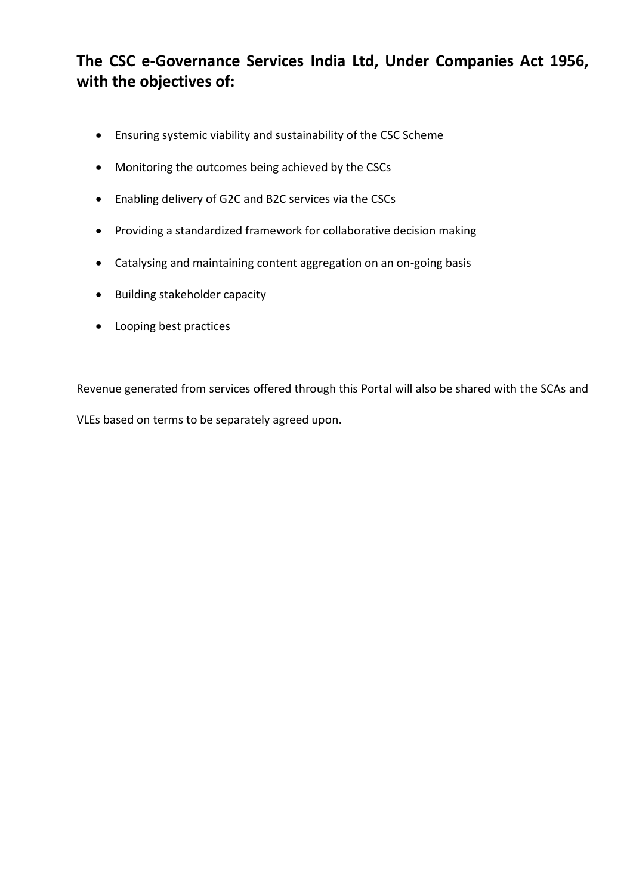## The CSC e-Governance Services India Ltd, Under Companies Act 1956, with the objectives of:

- Ensuring systemic viability and sustainability of the CSC Scheme
- Monitoring the outcomes being achieved by the CSCs
- Enabling delivery of G2C and B2C services via the CSCs
- Providing a standardized framework for collaborative decision making
- Catalysing and maintaining content aggregation on an on-going basis
- Building stakeholder capacity
- Looping best practices

Revenue generated from services offered through this Portal will also be shared with the SCAs and VLEs based on terms to be separately agreed upon.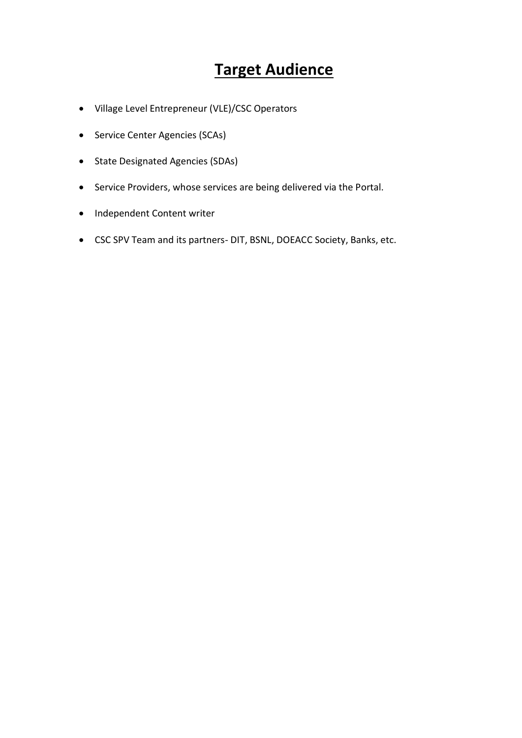# Target Audience

- Village Level Entrepreneur (VLE)/CSC Operators
- Service Center Agencies (SCAs)
- State Designated Agencies (SDAs)
- Service Providers, whose services are being delivered via the Portal.
- Independent Content writer
- CSC SPV Team and its partners- DIT, BSNL, DOEACC Society, Banks, etc.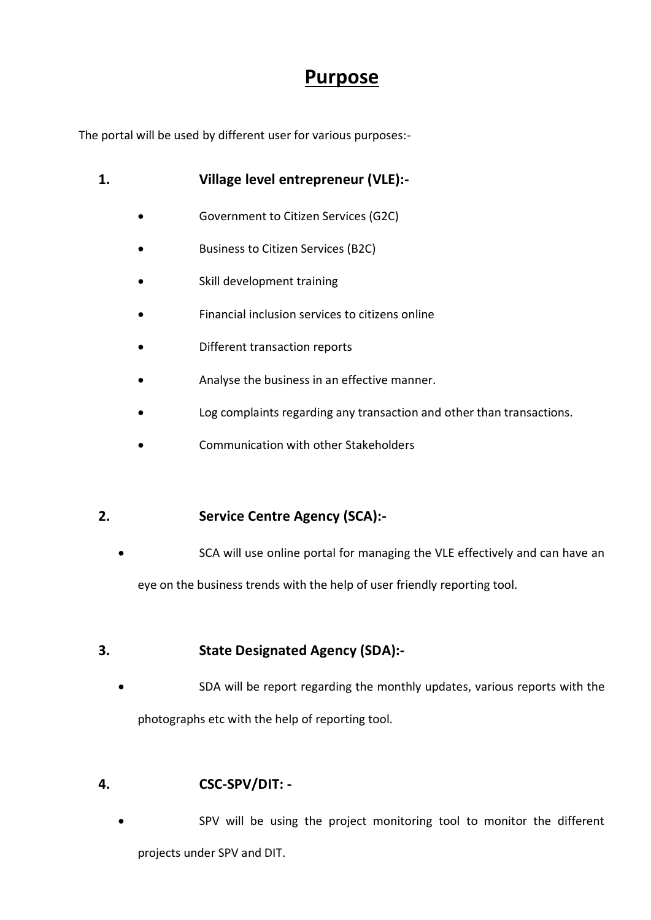# Purpose

The portal will be used by different user for various purposes:-

1. **Village level entrepreneur (VLE):-**
   - Government to Citizen Services (G2C)
   - Business to Citizen Services (B2C)
   - Skill development training
   - Financial inclusion services to citizens online
   - Different transaction reports
   - Analyse the business in an effective manner.
   - Log complaints regarding any transaction and other than transactions.
   - Communication with other Stakeholders

2. **Service Centre Agency (SCA):-**
   - SCA will use online portal for managing the VLE effectively and can have an eye on the business trends with the help of user friendly reporting tool.

3. **State Designated Agency (SDA):-**
   - SDA will be report regarding the monthly updates, various reports with the photographs etc with the help of reporting tool.

4. **CSC-SPV/DIT: -**
   - SPV will be using the project monitoring tool to monitor the different projects under SPV and DIT.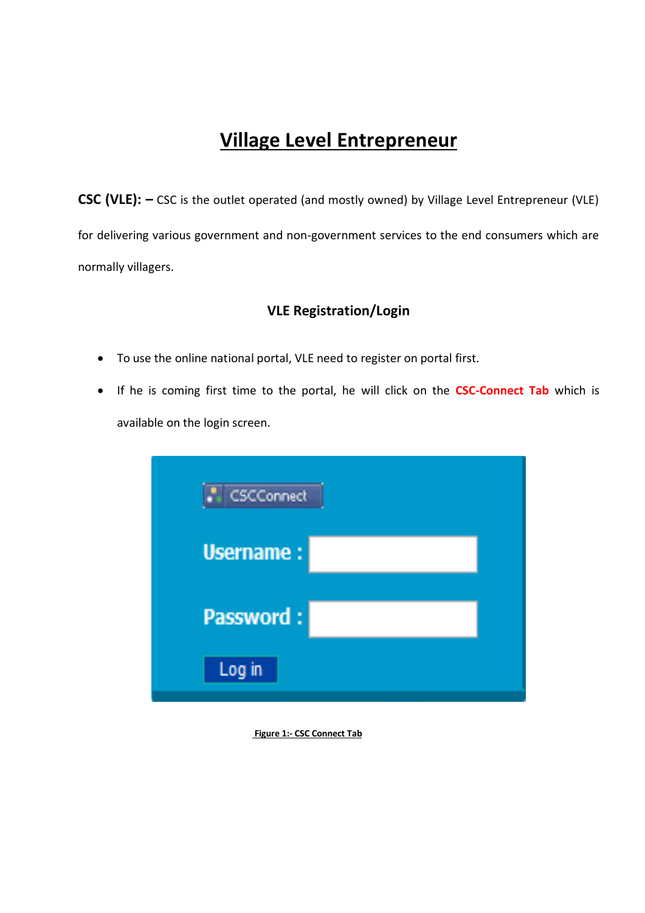# Village Level Entrepreneur

**CSC (VLE): –** CSC is the outlet operated (and mostly owned) by Village Level Entrepreneur (VLE) for delivering various government and non-government services to the end consumers which are normally villagers.

### VLE Registration/Login

- To use the online national portal, VLE need to register on portal first.
- If he is coming first time to the portal, he will click on the **CSC-Connect Tab** which is available on the login screen.

CSCConnect

Username :

Password :

Log in

**Figure 1:- CSC Connect Tab**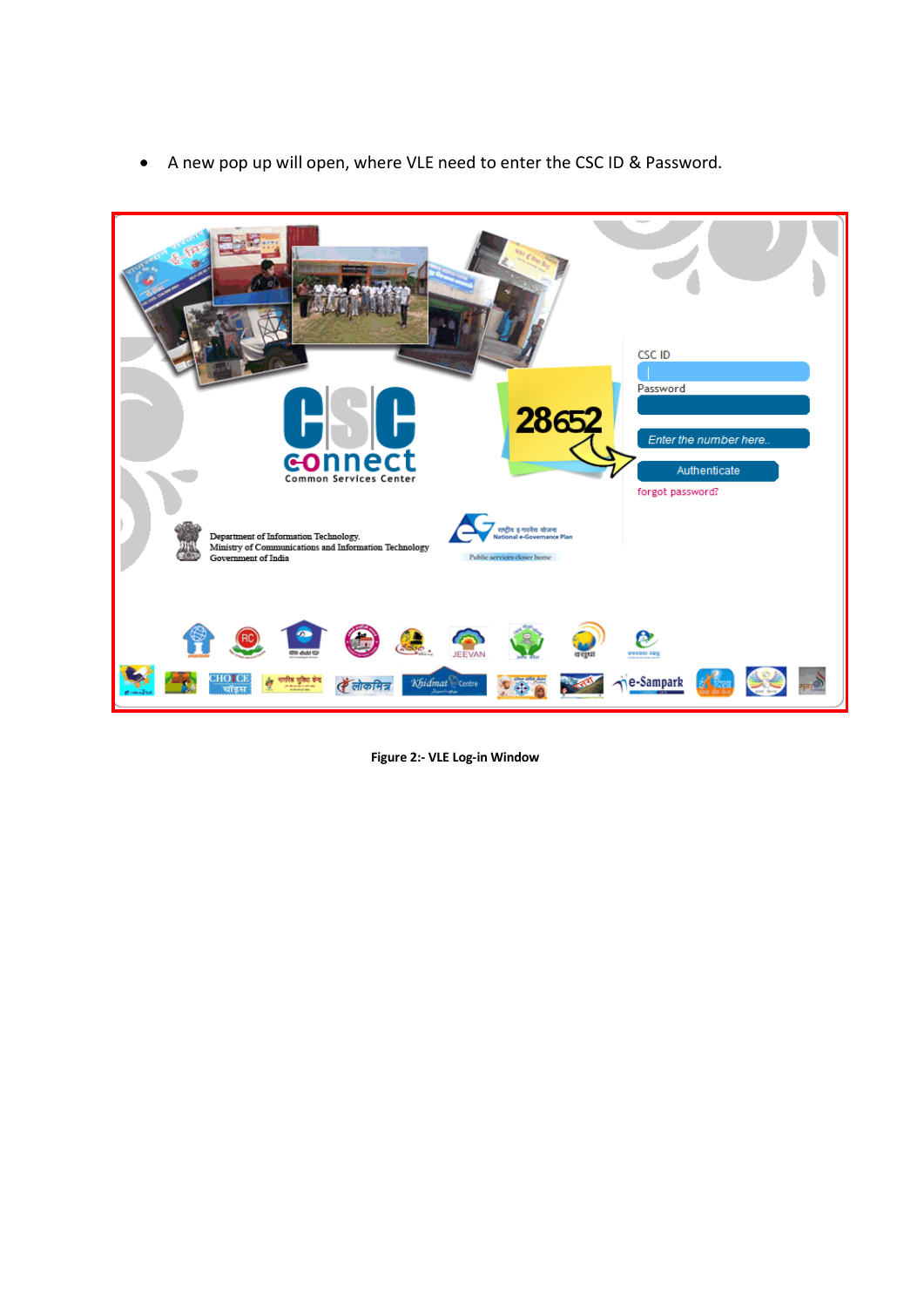- A new pop up will open, where VLE need to enter the CSC ID & Password.

**Figure 2:- VLE Log-in Window**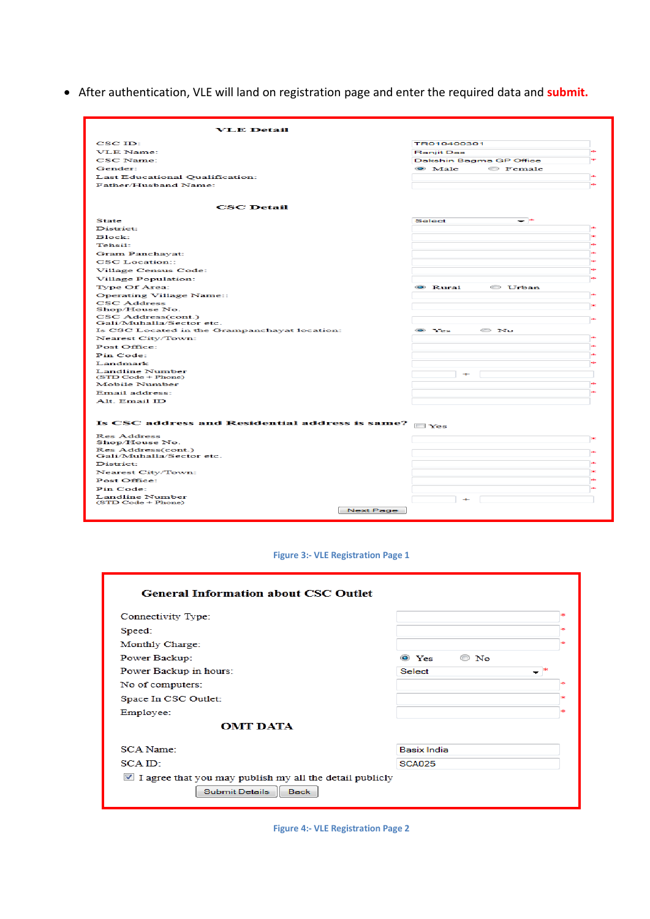- After authentication, VLE will land on registration page and enter the required data and **submit.**

**VLE Detail**

| | |
|---|---|
| CSC ID: | TR010400301 |
| VLE Name: | Ranjit Das * |
| CSC Name: | Dakshin Bagma GP Office * |
| Gender: | ◉ Male ○ Female |
| Last Educational Qualification: | * |
| Father/Husband Name: | * |

**CSC Detail**

| | |
|---|---|
| State | Select * |
| District: | * |
| Block: | * |
| Tehsil: | * |
| Gram Panchayat: | * |
| CSC Location:: | * |
| Village Census Code: | * |
| Village Population: | * |
| Type Of Area: | ◉ Rural ○ Urban |
| Operating Village Name:: | * |
| CSC Address Shop/House No. | * |
| CSC Address(cont.) Gali/Muhalla/Sector etc. | * |
| Is CSC Located in the Grampanchayat location: | ◉ Yes ○ No |
| Nearest City/Town: | * |
| Post Office: | * |
| Pin Code: | * |
| Landmark | * |
| Landline Number (STD Code + Phone) | + |
| Mobile Number | * |
| Email address: | * |
| Alt. Email ID | |

**Is CSC address and Residential address is same?** ☐ Yes

| | |
|---|---|
| Res Address Shop/House No. | * |
| Res Address(cont.) Gali/Muhalla/Sector etc. | * |
| District: | * |
| Nearest City/Town: | * |
| Post Office: | * |
| Pin Code: | * |
| Landline Number (STD Code + Phone) | + |

[Next Page]

Figure 3:- VLE Registration Page 1

**General Information about CSC Outlet**

| | |
|---|---|
| Connectivity Type: | * |
| Speed: | * |
| Monthly Charge: | * |
| Power Backup: | ◉ Yes ○ No |
| Power Backup in hours: | Select * |
| No of computers: | * |
| Space In CSC Outlet: | * |
| Employee: | * |

**OMT DATA**

| | |
|---|---|
| SCA Name: | Basix India |
| SCA ID: | SCA025 |

☑ I agree that you may publish my all the detail publicly

[Submit Details] [Back]

Figure 4:- VLE Registration Page 2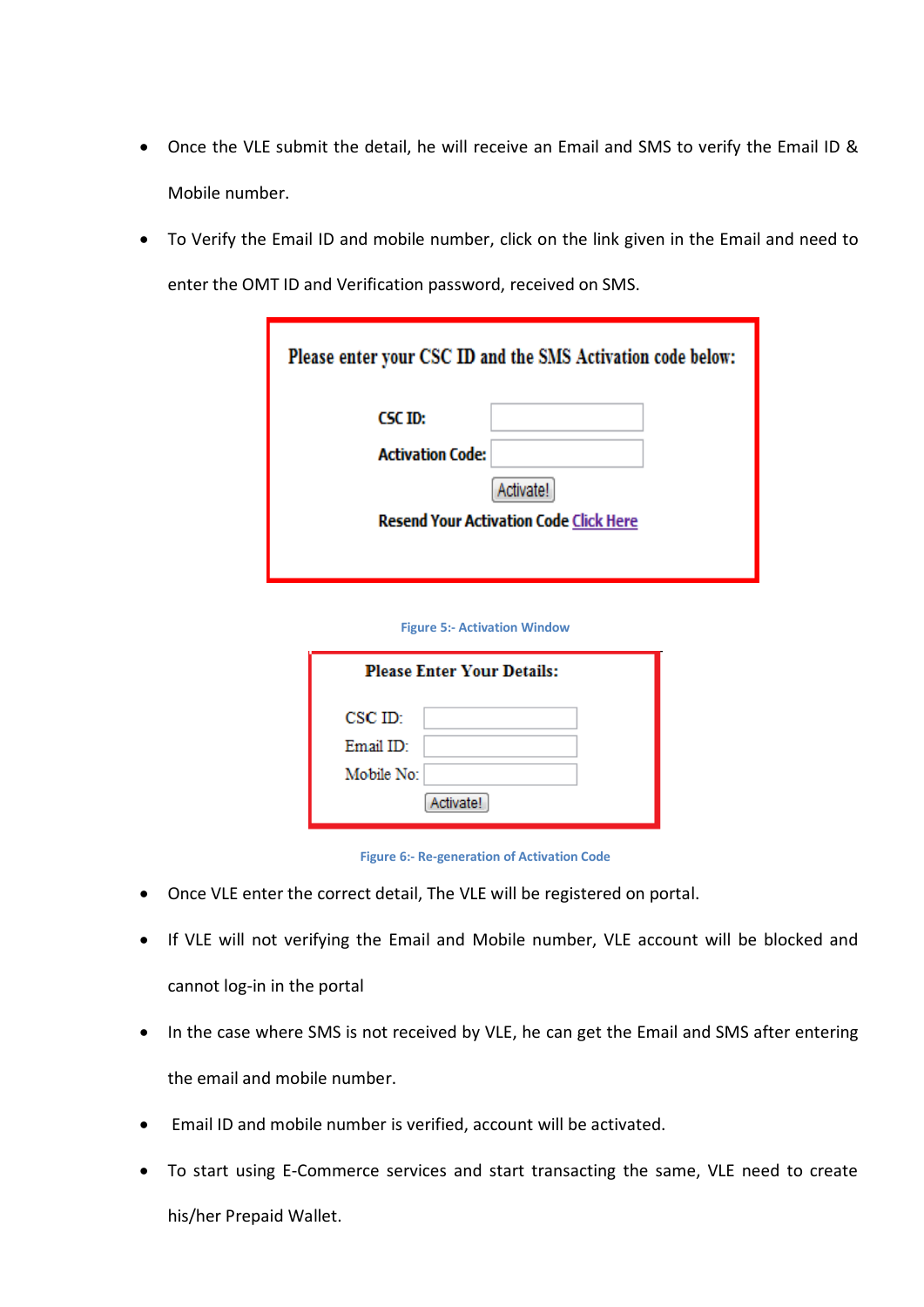- Once the VLE submit the detail, he will receive an Email and SMS to verify the Email ID & Mobile number.
- To Verify the Email ID and mobile number, click on the link given in the Email and need to enter the OMT ID and Verification password, received on SMS.

**Please enter your CSC ID and the SMS Activation code below:**

CSC ID:

Activation Code:

Activate!

Resend Your Activation Code Click Here

Figure 5:- Activation Window

**Please Enter Your Details:**

CSC ID:

Email ID:

Mobile No:

Activate!

Figure 6:- Re-generation of Activation Code

- Once VLE enter the correct detail, The VLE will be registered on portal.
- If VLE will not verifying the Email and Mobile number, VLE account will be blocked and cannot log-in in the portal
- In the case where SMS is not received by VLE, he can get the Email and SMS after entering the email and mobile number.
- Email ID and mobile number is verified, account will be activated.
- To start using E-Commerce services and start transacting the same, VLE need to create his/her Prepaid Wallet.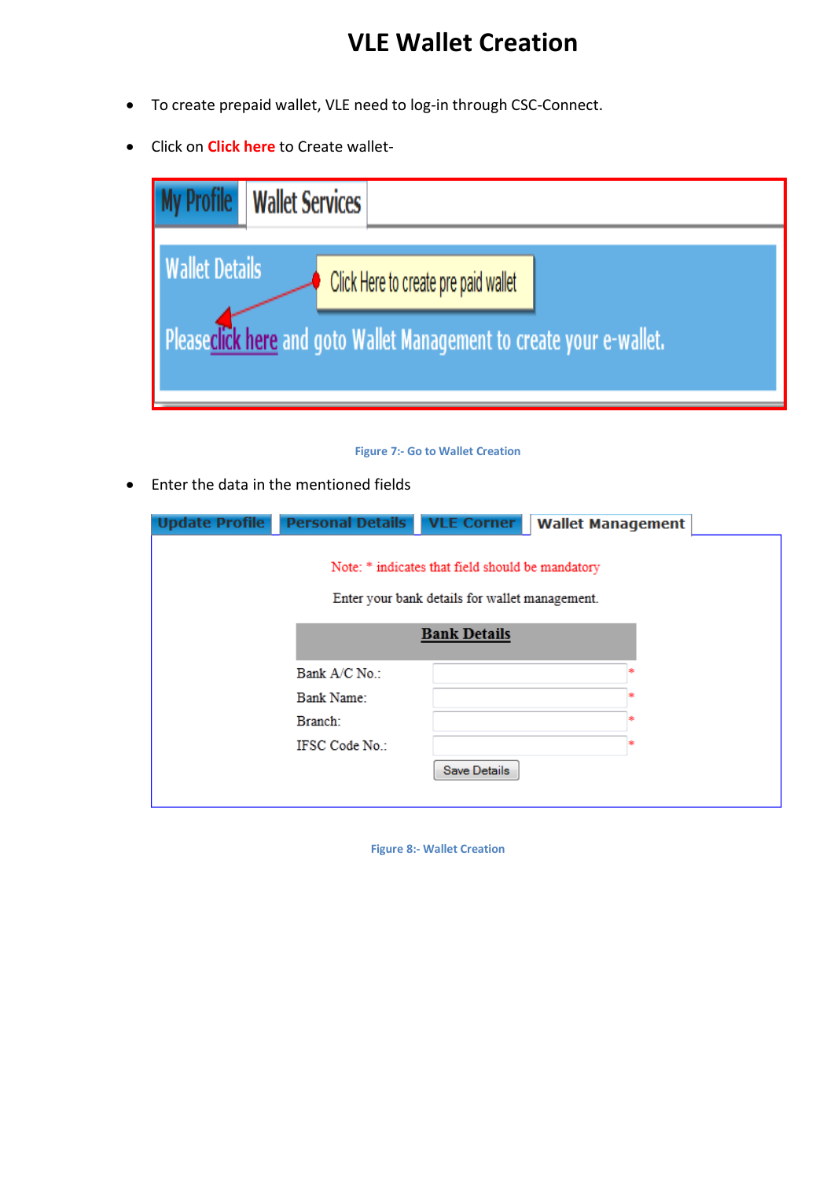# VLE Wallet Creation

- To create prepaid wallet, VLE need to log-in through CSC-Connect.
- Click on **Click here** to Create wallet-

Figure 7:- Go to Wallet Creation

- Enter the data in the mentioned fields

Figure 8:- Wallet Creation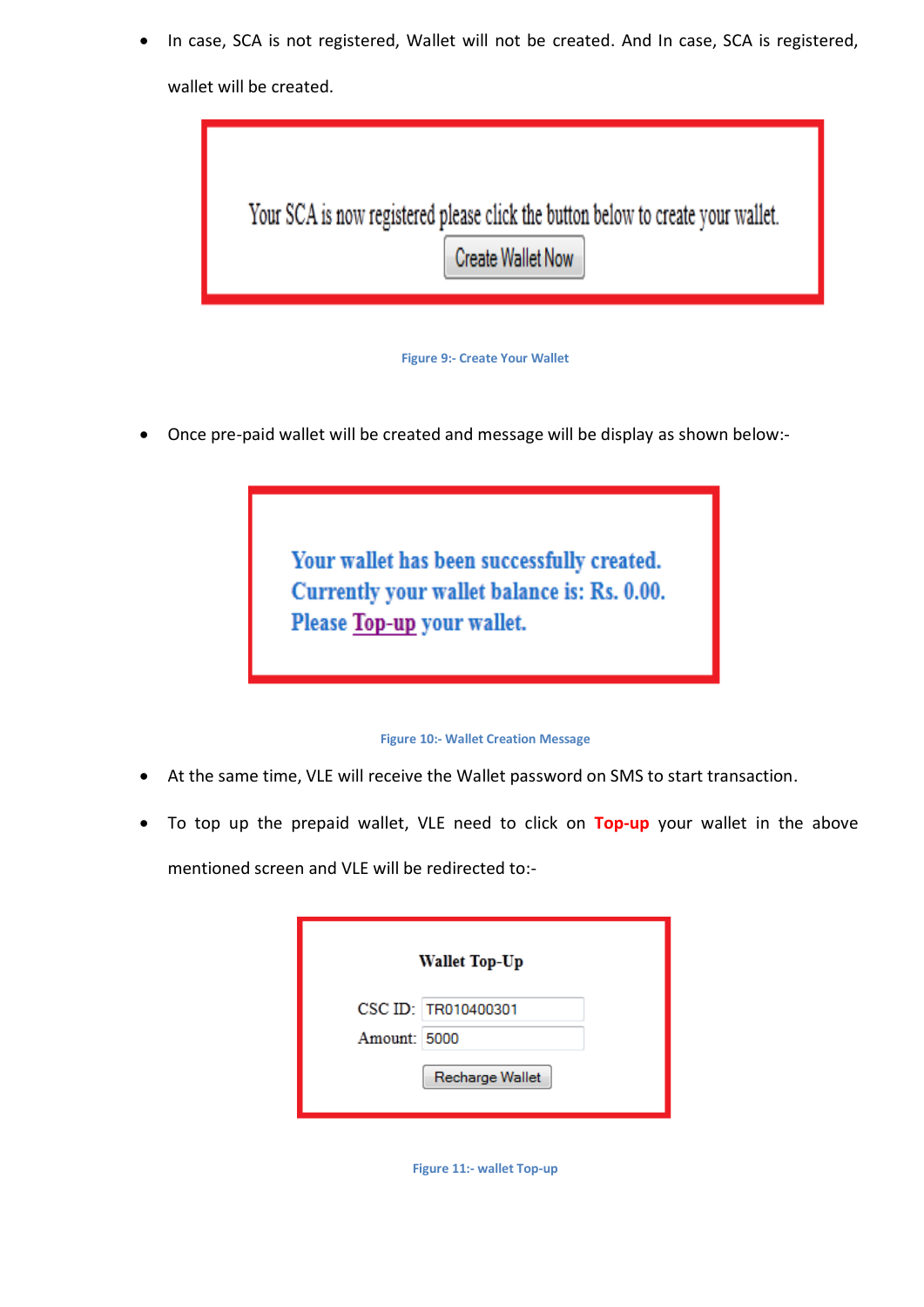- In case, SCA is not registered, Wallet will not be created. And In case, SCA is registered, wallet will be created.

Your SCA is now registered please click the button below to create your wallet.

Create Wallet Now

Figure 9:- Create Your Wallet

- Once pre-paid wallet will be created and message will be display as shown below:-

Your wallet has been successfully created.
Currently your wallet balance is: Rs. 0.00.
Please Top-up your wallet.

Figure 10:- Wallet Creation Message

- At the same time, VLE will receive the Wallet password on SMS to start transaction.
- To top up the prepaid wallet, VLE need to click on **Top-up** your wallet in the above mentioned screen and VLE will be redirected to:-

**Wallet Top-Up**

CSC ID: TR010400301

Amount: 5000

Recharge Wallet

Figure 11:- wallet Top-up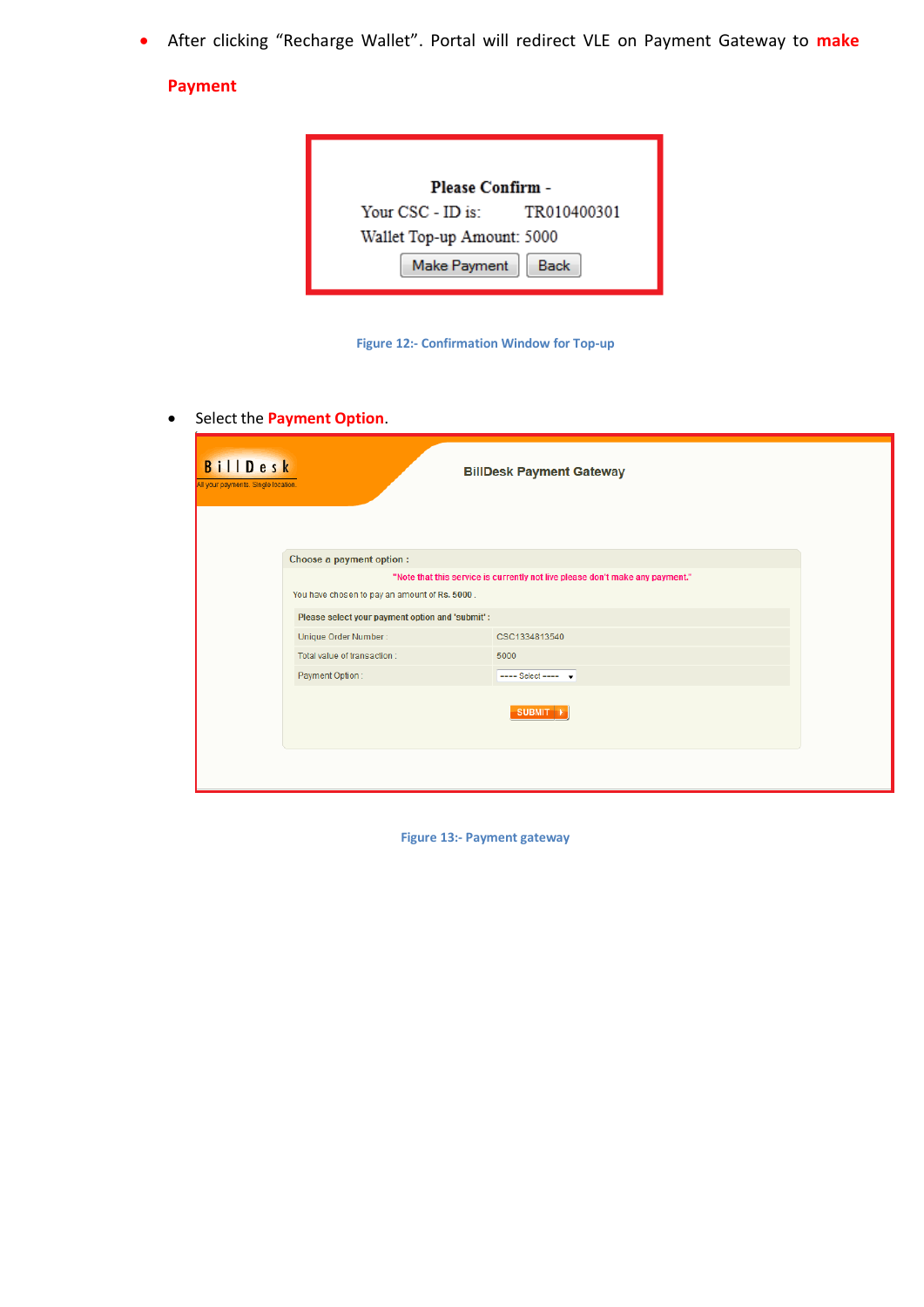- After clicking “Recharge Wallet”. Portal will redirect VLE on Payment Gateway to **make Payment**

Please Confirm -

Your CSC - ID is: TR010400301

Wallet Top-up Amount: 5000

Make Payment Back

**Figure 12:- Confirmation Window for Top-up**

- Select the **Payment Option**.

BillDesk

All your payments. Single location.

BillDesk Payment Gateway

Choose a payment option :

"Note that this service is currently not live please don't make any payment."

You have chosen to pay an amount of Rs. 5000 .

Please select your payment option and 'submit' :

| | |
|---|---|
| Unique Order Number : | CSC1334813540 |
| Total value of transaction : | 5000 |
| Payment Option : | ---- Select ---- |

SUBMIT

**Figure 13:- Payment gateway**